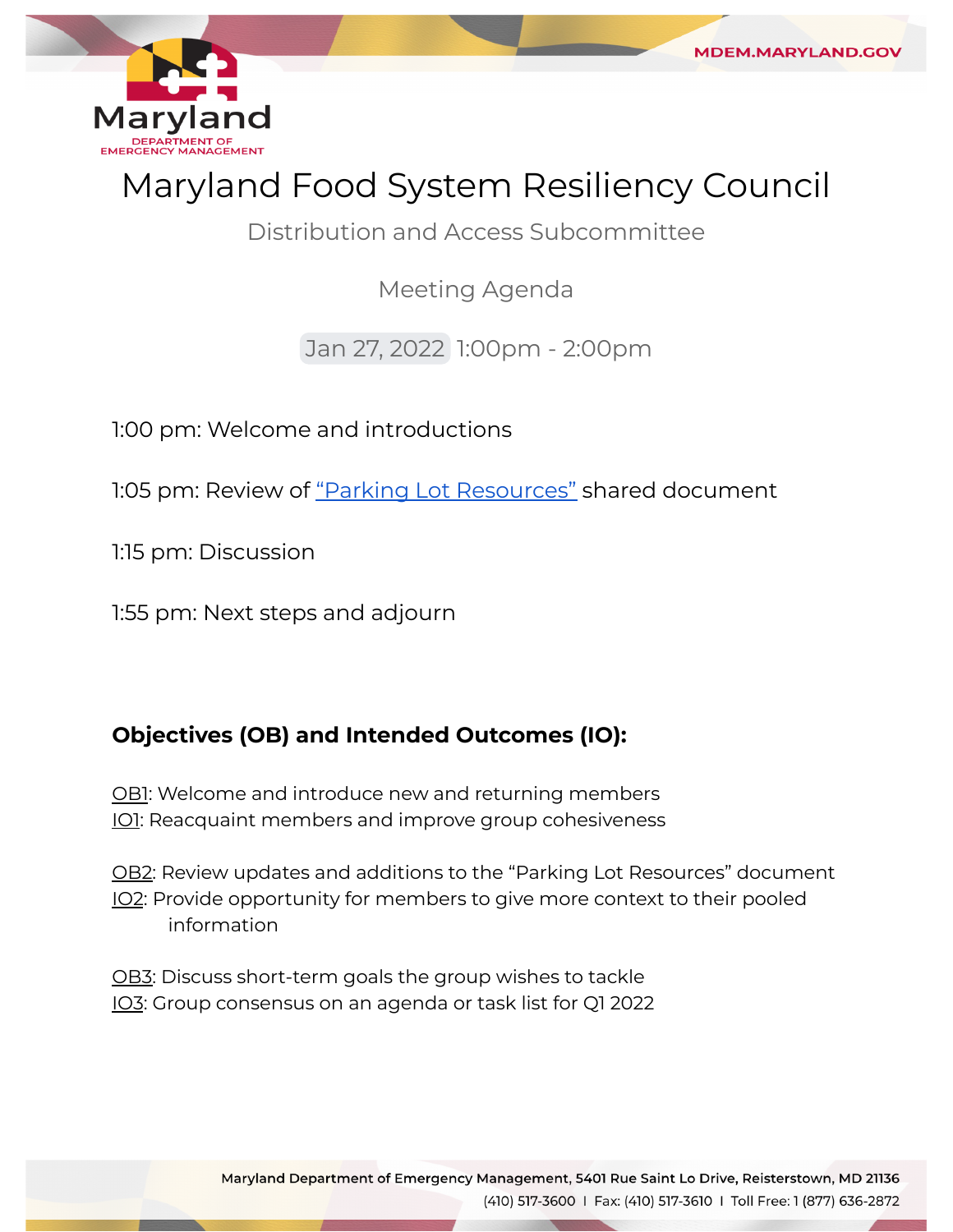# Maryland Food System Resiliency Council

## Distribution and Access Subcommittee

### Meeting Agenda

Jan 27, 2022 1:00pm - 2:00pm

1:00 pm: Welcome and introductions

1:05 pm: Review of "Parking Lot Resources" shared document

1:15 pm: Discussion

1:55 pm: Next steps and adjourn

**Objectives (OB) and Intended Outcomes (IO):**

OB1: Welcome and introduce new and returning members
IO1: Reacquaint members and improve group cohesiveness

OB2: Review updates and additions to the "Parking Lot Resources" document
IO2: Provide opportunity for members to give more context to their pooled information

OB3: Discuss short-term goals the group wishes to tackle
IO3: Group consensus on an agenda or task list for Q1 2022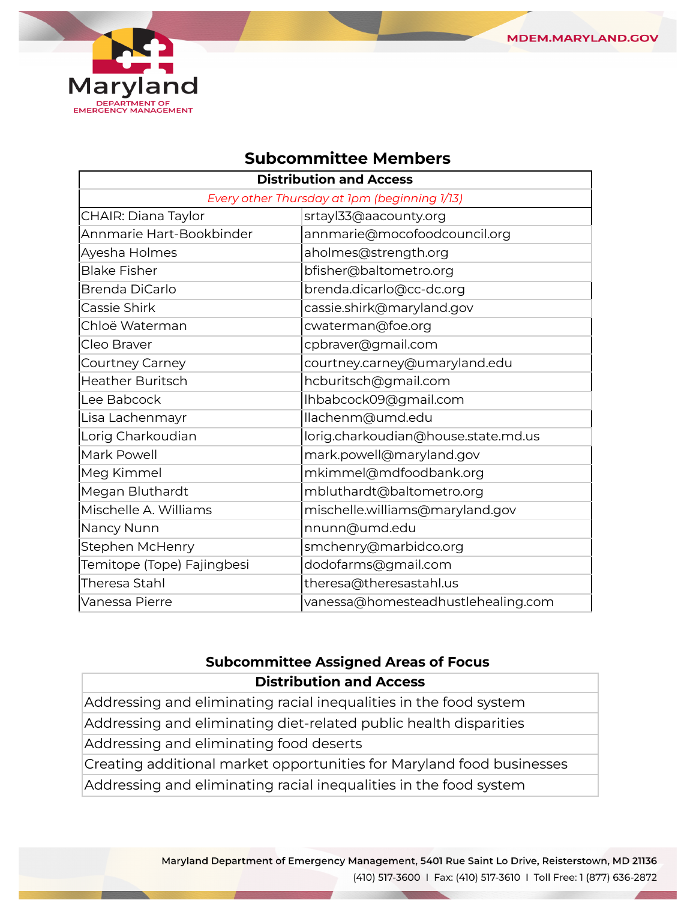## Subcommittee Members

| Distribution and Access | |
|---|---|
| *Every other Thursday at 1pm (beginning 1/13)* | |
| CHAIR: Diana Taylor | srtayl33@aacounty.org |
| Annmarie Hart-Bookbinder | annmarie@mocofoodcouncil.org |
| Ayesha Holmes | aholmes@strength.org |
| Blake Fisher | bfisher@baltometro.org |
| Brenda DiCarlo | brenda.dicarlo@cc-dc.org |
| Cassie Shirk | cassie.shirk@maryland.gov |
| Chloë Waterman | cwaterman@foe.org |
| Cleo Braver | cpbraver@gmail.com |
| Courtney Carney | courtney.carney@umaryland.edu |
| Heather Buritsch | hcburitsch@gmail.com |
| Lee Babcock | lhbabcock09@gmail.com |
| Lisa Lachenmayr | llachenm@umd.edu |
| Lorig Charkoudian | lorig.charkoudian@house.state.md.us |
| Mark Powell | mark.powell@maryland.gov |
| Meg Kimmel | mkimmel@mdfoodbank.org |
| Megan Bluthardt | mbluthardt@baltometro.org |
| Mischelle A. Williams | mischelle.williams@maryland.gov |
| Nancy Nunn | nnunn@umd.edu |
| Stephen McHenry | smchenry@marbidco.org |
| Temitope (Tope) Fajingbesi | dodofarms@gmail.com |
| Theresa Stahl | theresa@theresastahl.us |
| Vanessa Pierre | vanessa@homesteadhustlehealing.com |

## Subcommittee Assigned Areas of Focus

| Distribution and Access |
|---|
| Addressing and eliminating racial inequalities in the food system |
| Addressing and eliminating diet-related public health disparities |
| Addressing and eliminating food deserts |
| Creating additional market opportunities for Maryland food businesses |
| Addressing and eliminating racial inequalities in the food system |